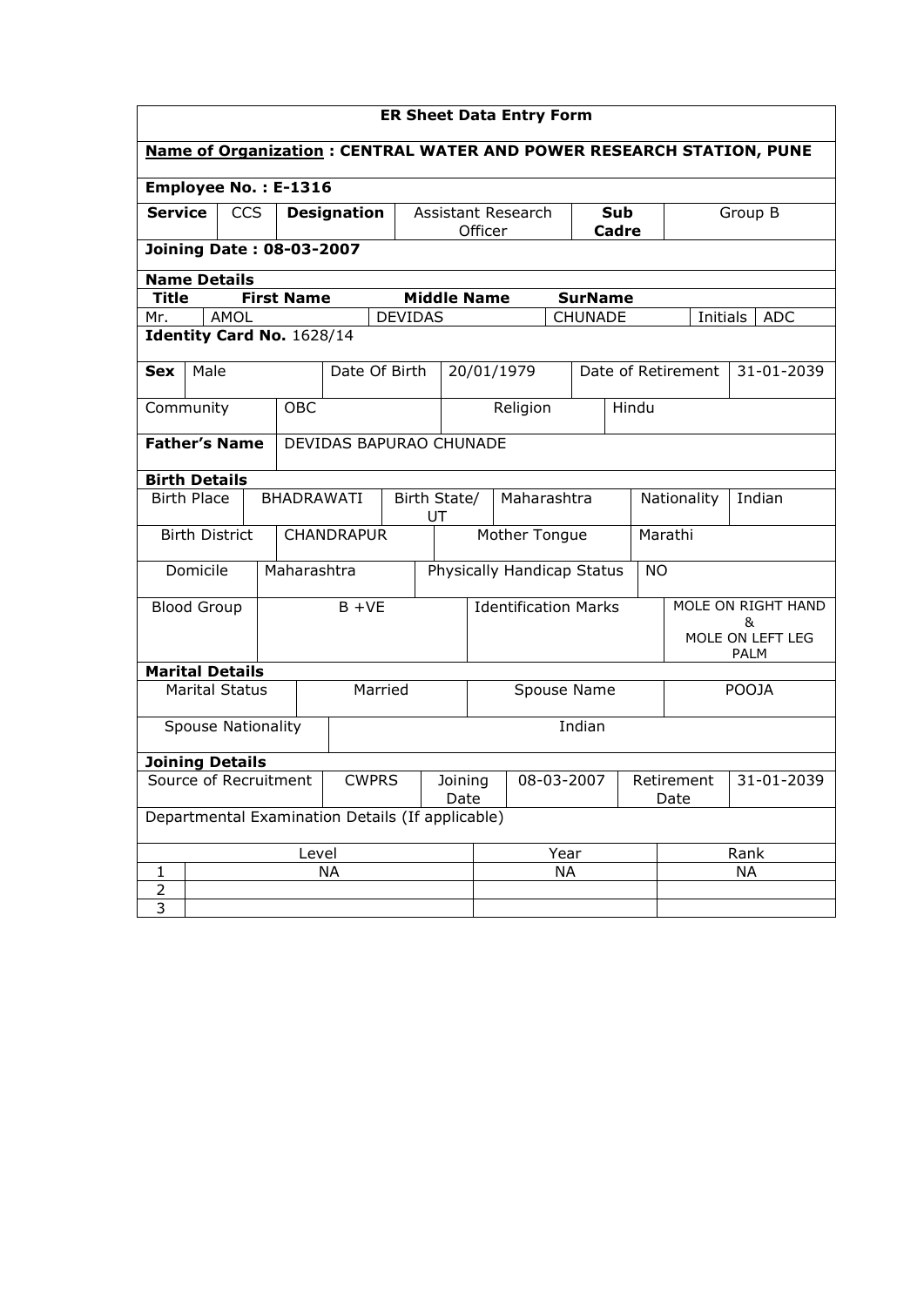# ER Sheet Data Entry Form

**Name of Organization : CENTRAL WATER AND POWER RESEARCH STATION, PUNE**

**Employee No. : E-1316**

| **Service** | CCS | **Designation** | Assistant Research Officer | **Sub Cadre** | Group B |
|---|---|---|---|---|---|

**Joining Date : 08-03-2007**

**Name Details**

| **Title** | **First Name** | **Middle Name** | **SurName** | | |
|---|---|---|---|---|---|
| Mr. | AMOL | DEVIDAS | CHUNADE | Initials | ADC |

**Identity Card No.** 1628/14

| **Sex** | Male | Date Of Birth | 20/01/1979 | Date of Retirement | 31-01-2039 |
|---|---|---|---|---|---|
| Community | OBC | | Religion | Hindu | |

| **Father's Name** | DEVIDAS BAPURAO CHUNADE |
|---|---|

**Birth Details**

| Birth Place | BHADRAWATI | Birth State/ UT | Maharashtra | Nationality | Indian |
|---|---|---|---|---|---|
| Birth District | CHANDRAPUR | Mother Tongue | Marathi | | |
| Domicile | Maharashtra | Physically Handicap Status | NO | | |
| Blood Group | B +VE | Identification Marks | MOLE ON RIGHT HAND & MOLE ON LEFT LEG PALM | | |

**Marital Details**

| Marital Status | Married | Spouse Name | POOJA |
|---|---|---|---|
| Spouse Nationality | Indian | | |

**Joining Details**

| Source of Recruitment | CWPRS | Joining Date | 08-03-2007 | Retirement Date | 31-01-2039 |
|---|---|---|---|---|---|

Departmental Examination Details (If applicable)

| | Level | Year | Rank |
|---|---|---|---|
| 1 | NA | NA | NA |
| 2 | | | |
| 3 | | | |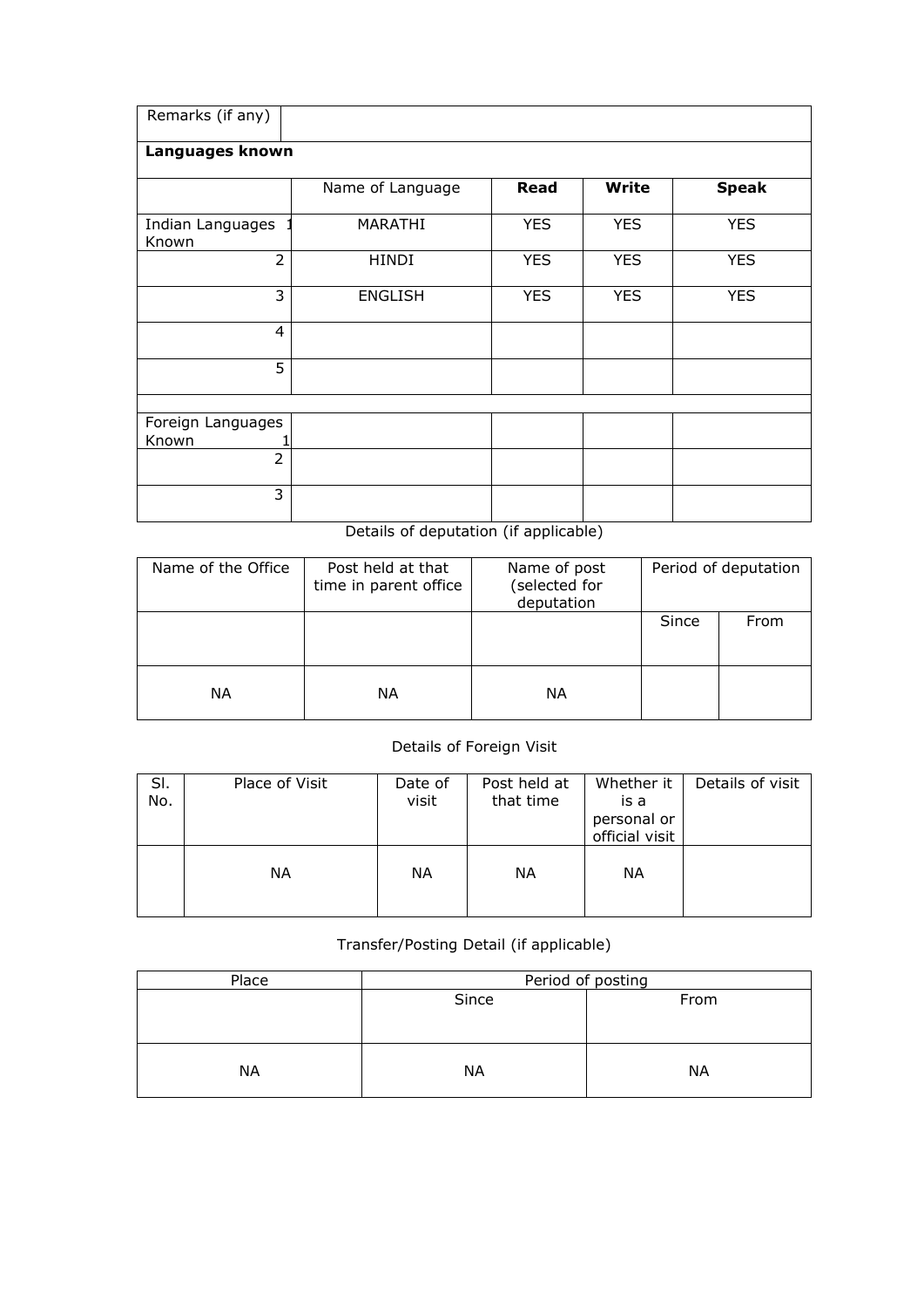| Remarks (if any) | | | | |
|---|---|---|---|---|
| **Languages known** | | | | |
| | Name of Language | **Read** | **Write** | **Speak** |
| Indian Languages Known 1 | MARATHI | YES | YES | YES |
| 2 | HINDI | YES | YES | YES |
| 3 | ENGLISH | YES | YES | YES |
| 4 | | | | |
| 5 | | | | |
| | | | | |
| Foreign Languages Known 1 | | | | |
| 2 | | | | |
| 3 | | | | |

Details of deputation (if applicable)

| Name of the Office | Post held at that time in parent office | Name of post (selected for deputation | Period of deputation | |
|---|---|---|---|---|
| | | | Since | From |
| NA | NA | NA | | |

Details of Foreign Visit

| Sl. No. | Place of Visit | Date of visit | Post held at that time | Whether it is a personal or official visit | Details of visit |
|---|---|---|---|---|---|
| | NA | NA | NA | NA | |

Transfer/Posting Detail (if applicable)

| Place | Period of posting | |
|---|---|---|
| | Since | From |
| NA | NA | NA |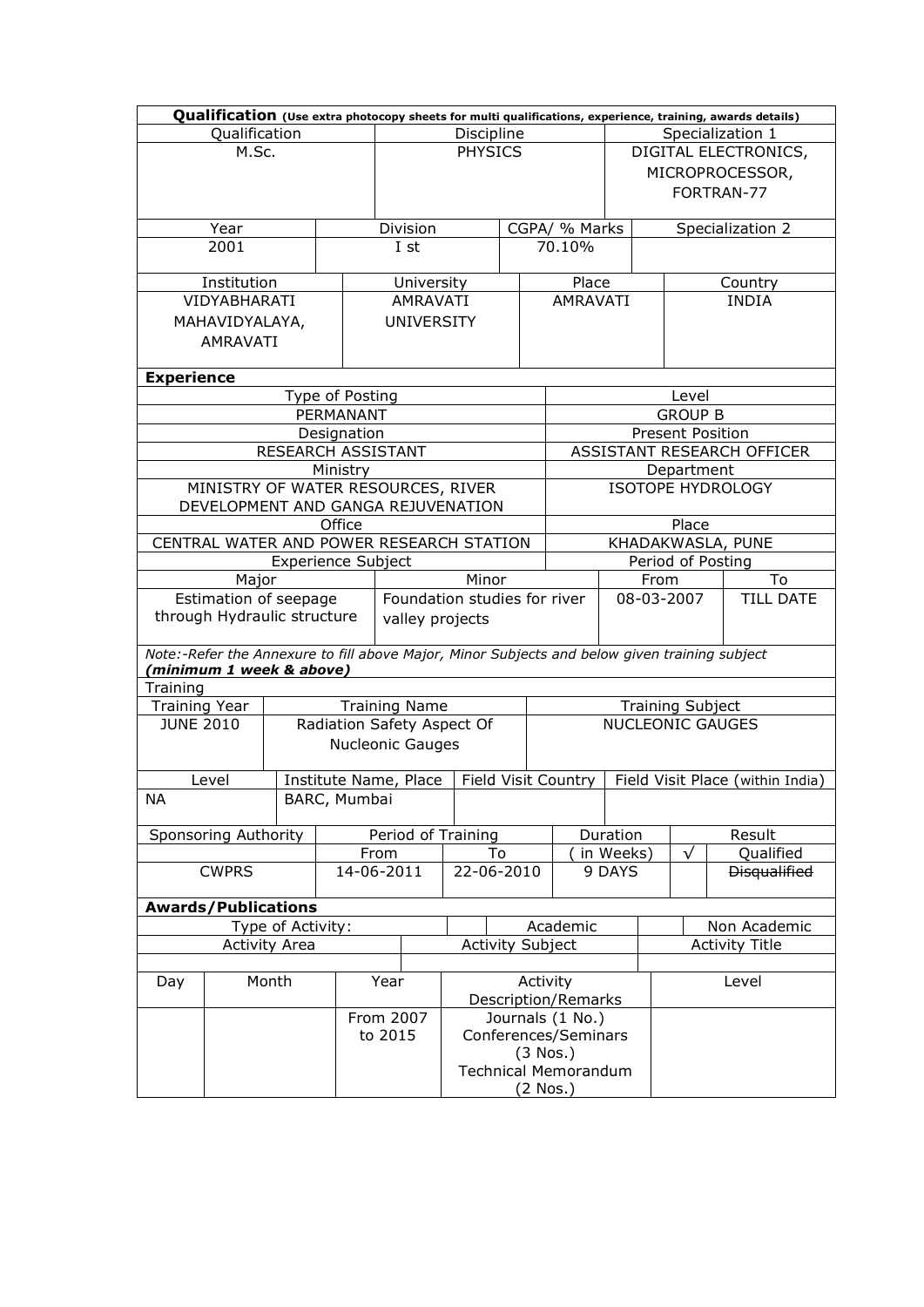**Qualification** (Use extra photocopy sheets for multi qualifications, experience, training, awards details)

| Qualification | Discipline | Specialization 1 |
|---|---|---|
| M.Sc. | PHYSICS | DIGITAL ELECTRONICS, MICROPROCESSOR, FORTRAN-77 |

| Year | Division | CGPA/ % Marks | Specialization 2 |
|---|---|---|---|
| 2001 | I st | 70.10% | |

| Institution | University | Place | Country |
|---|---|---|---|
| VIDYABHARATI MAHAVIDYALAYA, AMRAVATI | AMRAVATI UNIVERSITY | AMRAVATI | INDIA |

**Experience**

| Type of Posting | Level |
|---|---|
| PERMANANT | GROUP B |
| **Designation** | **Present Position** |
| RESEARCH ASSISTANT | ASSISTANT RESEARCH OFFICER |
| **Ministry** | **Department** |
| MINISTRY OF WATER RESOURCES, RIVER DEVELOPMENT AND GANGA REJUVENATION | ISOTOPE HYDROLOGY |
| **Office** | **Place** |
| CENTRAL WATER AND POWER RESEARCH STATION | KHADAKWASLA, PUNE |

| Experience Subject | | Period of Posting | |
|---|---|---|---|
| Major | Minor | From | To |
| Estimation of seepage through Hydraulic structure | Foundation studies for river valley projects | 08-03-2007 | TILL DATE |

*Note:-Refer the Annexure to fill above Major, Minor Subjects and below given training subject* ***(minimum 1 week & above)***

Training

| Training Year | Training Name | Training Subject |
|---|---|---|
| JUNE 2010 | Radiation Safety Aspect Of Nucleonic Gauges | NUCLEONIC GAUGES |

| Level | Institute Name, Place | Field Visit Country | Field Visit Place (within India) |
|---|---|---|---|
| NA | BARC, Mumbai | | |

| Sponsoring Authority | Period of Training | | Duration | Result | |
|---|---|---|---|---|---|
| | From | To | ( in Weeks) | √ | Qualified |
| CWPRS | 14-06-2011 | 22-06-2010 | 9 DAYS | | ~~Disqualified~~ |

**Awards/Publications**

| Type of Activity: | | Academic | | Non Academic |
|---|---|---|---|---|
| Activity Area | | Activity Subject | | Activity Title |
| | | | | |

| Day | Month | Year | Activity Description/Remarks | Level |
|---|---|---|---|---|
| | | From 2007 to 2015 | Journals (1 No.) Conferences/Seminars (3 Nos.) Technical Memorandum (2 Nos.) | |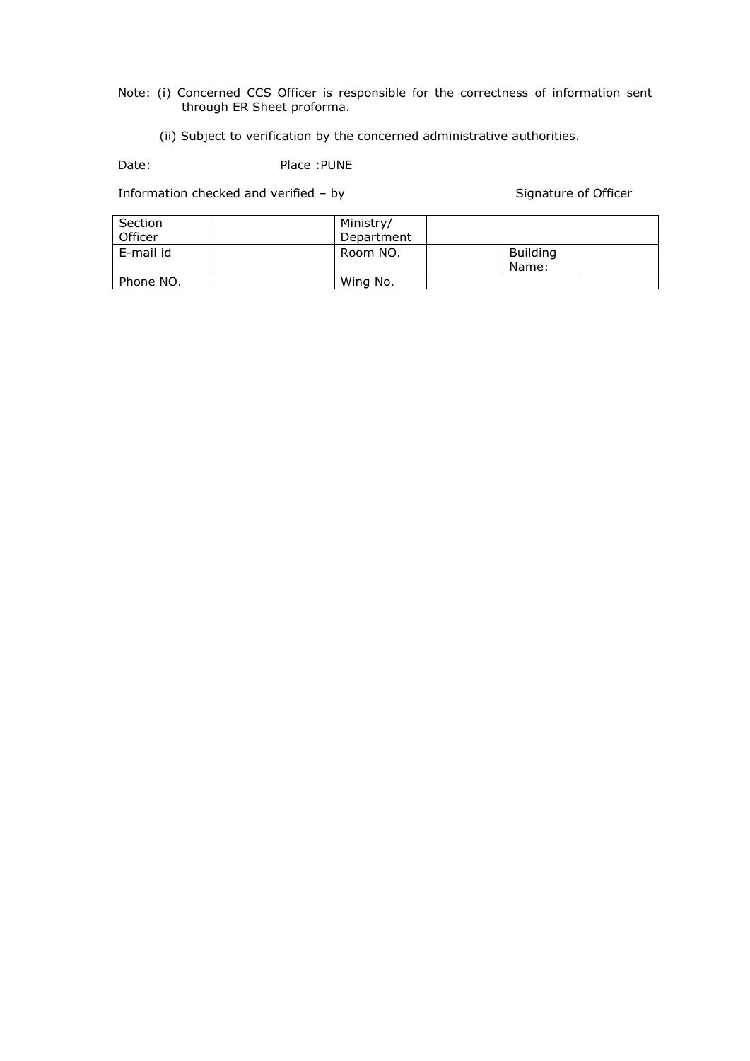Note: (i) Concerned CCS Officer is responsible for the correctness of information sent through ER Sheet proforma.

(ii) Subject to verification by the concerned administrative authorities.

Date: Place :PUNE

Information checked and verified – by Signature of Officer

| | | | | | |
|---|---|---|---|---|---|
| Section Officer | | Ministry/ Department | | | |
| E-mail id | | Room NO. | | Building Name: | |
| Phone NO. | | Wing No. | | | |